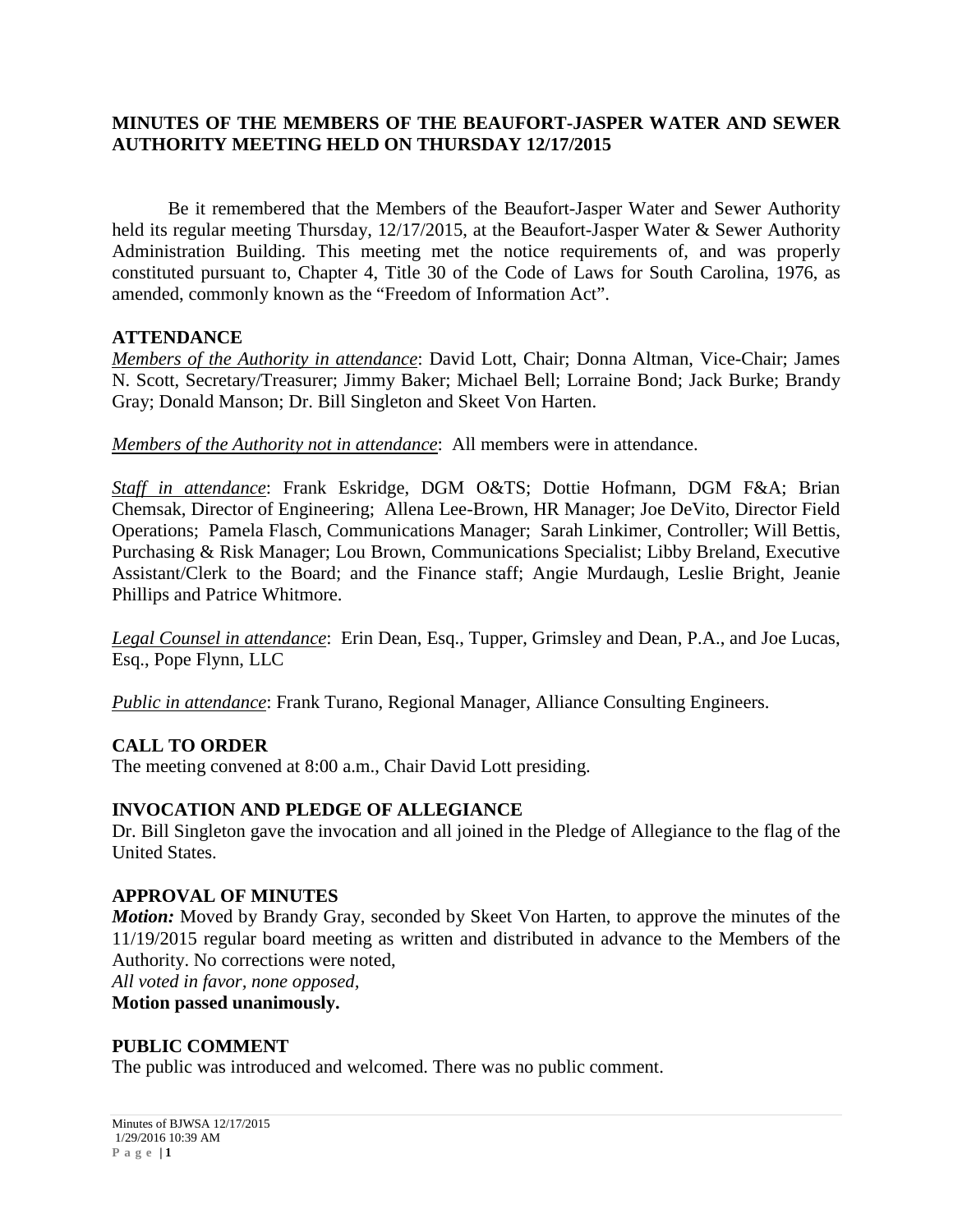# MINUTES OF THE MEMBERS OF THE BEAUFORT-JASPER WATER AND SEWER AUTHORITY MEETING HELD ON THURSDAY 12/17/2015

Be it remembered that the Members of the Beaufort-Jasper Water and Sewer Authority held its regular meeting Thursday, 12/17/2015, at the Beaufort-Jasper Water & Sewer Authority Administration Building. This meeting met the notice requirements of, and was properly constituted pursuant to, Chapter 4, Title 30 of the Code of Laws for South Carolina, 1976, as amended, commonly known as the "Freedom of Information Act".

## ATTENDANCE

*Members of the Authority in attendance*: David Lott, Chair; Donna Altman, Vice-Chair; James N. Scott, Secretary/Treasurer; Jimmy Baker; Michael Bell; Lorraine Bond; Jack Burke; Brandy Gray; Donald Manson; Dr. Bill Singleton and Skeet Von Harten.

*Members of the Authority not in attendance*: All members were in attendance.

*Staff in attendance*: Frank Eskridge, DGM O&TS; Dottie Hofmann, DGM F&A; Brian Chemsak, Director of Engineering; Allena Lee-Brown, HR Manager; Joe DeVito, Director Field Operations; Pamela Flasch, Communications Manager; Sarah Linkimer, Controller; Will Bettis, Purchasing & Risk Manager; Lou Brown, Communications Specialist; Libby Breland, Executive Assistant/Clerk to the Board; and the Finance staff; Angie Murdaugh, Leslie Bright, Jeanie Phillips and Patrice Whitmore.

*Legal Counsel in attendance*: Erin Dean, Esq., Tupper, Grimsley and Dean, P.A., and Joe Lucas, Esq., Pope Flynn, LLC

*Public in attendance*: Frank Turano, Regional Manager, Alliance Consulting Engineers.

## CALL TO ORDER

The meeting convened at 8:00 a.m., Chair David Lott presiding.

## INVOCATION AND PLEDGE OF ALLEGIANCE

Dr. Bill Singleton gave the invocation and all joined in the Pledge of Allegiance to the flag of the United States.

## APPROVAL OF MINUTES

***Motion:*** Moved by Brandy Gray, seconded by Skeet Von Harten, to approve the minutes of the 11/19/2015 regular board meeting as written and distributed in advance to the Members of the Authority. No corrections were noted,
*All voted in favor, none opposed,*
**Motion passed unanimously.**

## PUBLIC COMMENT

The public was introduced and welcomed. There was no public comment.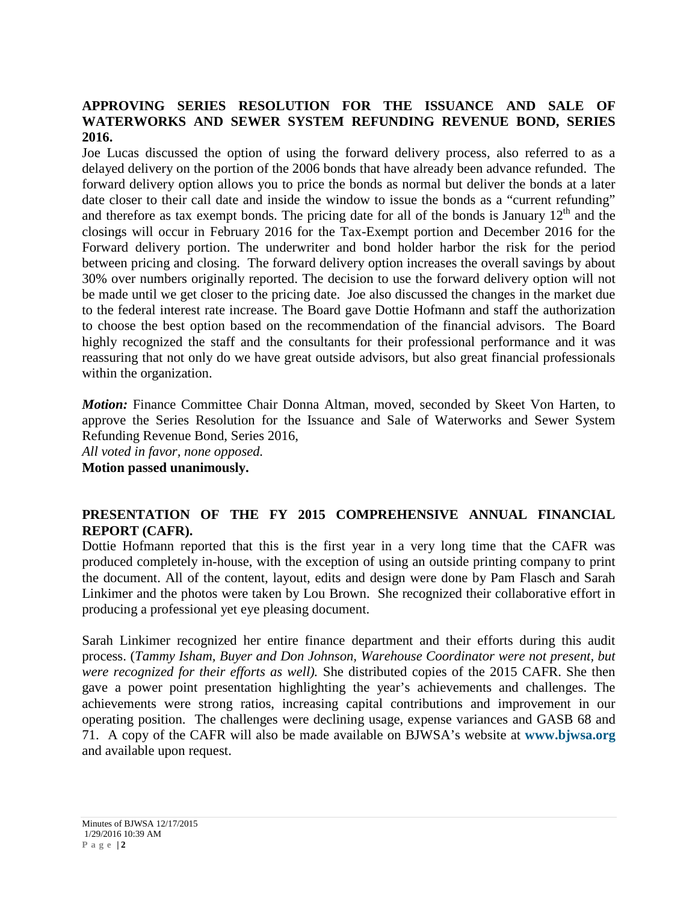**APPROVING SERIES RESOLUTION FOR THE ISSUANCE AND SALE OF WATERWORKS AND SEWER SYSTEM REFUNDING REVENUE BOND, SERIES 2016.**

Joe Lucas discussed the option of using the forward delivery process, also referred to as a delayed delivery on the portion of the 2006 bonds that have already been advance refunded. The forward delivery option allows you to price the bonds as normal but deliver the bonds at a later date closer to their call date and inside the window to issue the bonds as a "current refunding" and therefore as tax exempt bonds. The pricing date for all of the bonds is January 12th and the closings will occur in February 2016 for the Tax-Exempt portion and December 2016 for the Forward delivery portion. The underwriter and bond holder harbor the risk for the period between pricing and closing. The forward delivery option increases the overall savings by about 30% over numbers originally reported. The decision to use the forward delivery option will not be made until we get closer to the pricing date. Joe also discussed the changes in the market due to the federal interest rate increase. The Board gave Dottie Hofmann and staff the authorization to choose the best option based on the recommendation of the financial advisors. The Board highly recognized the staff and the consultants for their professional performance and it was reassuring that not only do we have great outside advisors, but also great financial professionals within the organization.

***Motion:*** Finance Committee Chair Donna Altman, moved, seconded by Skeet Von Harten, to approve the Series Resolution for the Issuance and Sale of Waterworks and Sewer System Refunding Revenue Bond, Series 2016,
*All voted in favor, none opposed.*
**Motion passed unanimously.**

**PRESENTATION OF THE FY 2015 COMPREHENSIVE ANNUAL FINANCIAL REPORT (CAFR).**

Dottie Hofmann reported that this is the first year in a very long time that the CAFR was produced completely in-house, with the exception of using an outside printing company to print the document. All of the content, layout, edits and design were done by Pam Flasch and Sarah Linkimer and the photos were taken by Lou Brown. She recognized their collaborative effort in producing a professional yet eye pleasing document.

Sarah Linkimer recognized her entire finance department and their efforts during this audit process. (*Tammy Isham, Buyer and Don Johnson, Warehouse Coordinator were not present, but were recognized for their efforts as well).* She distributed copies of the 2015 CAFR. She then gave a power point presentation highlighting the year's achievements and challenges. The achievements were strong ratios, increasing capital contributions and improvement in our operating position. The challenges were declining usage, expense variances and GASB 68 and 71. A copy of the CAFR will also be made available on BJWSA's website at **www.bjwsa.org** and available upon request.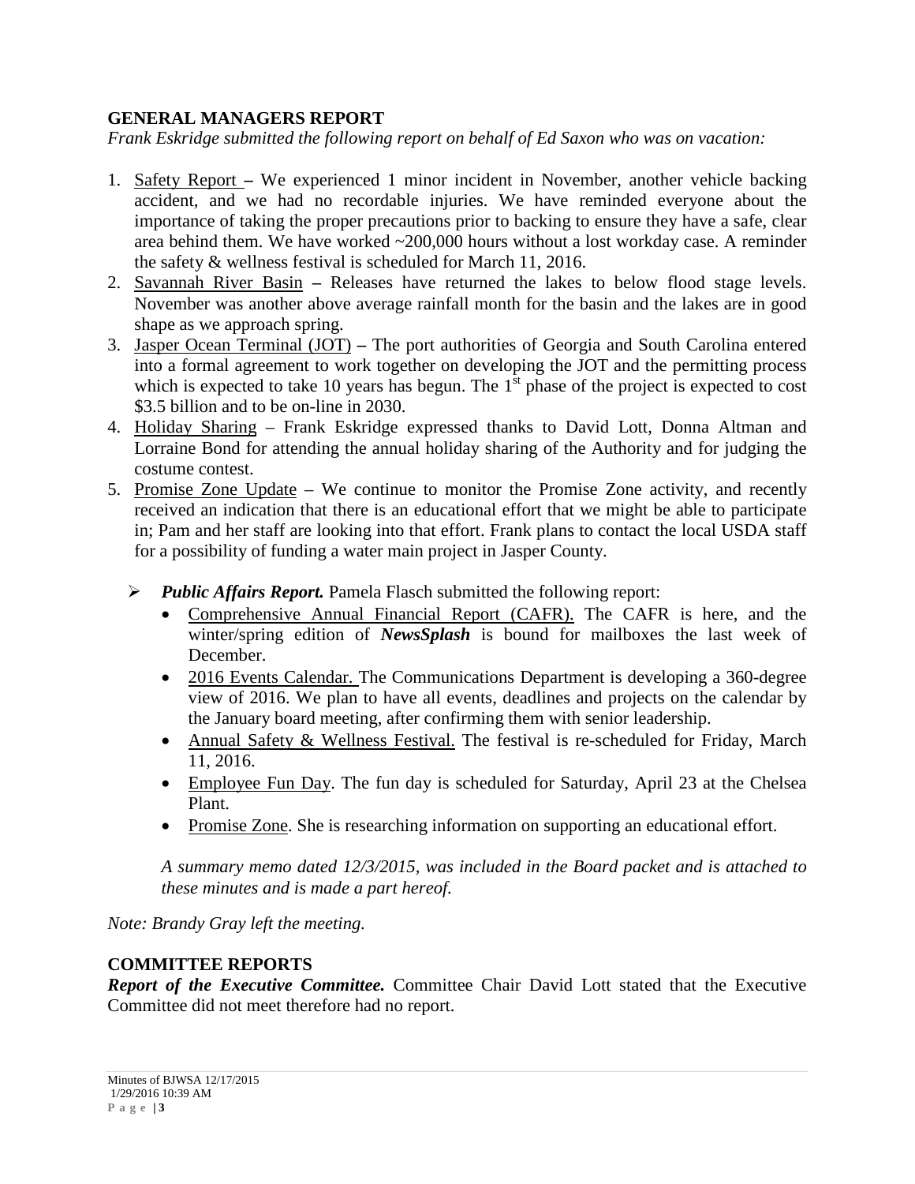## GENERAL MANAGERS REPORT

*Frank Eskridge submitted the following report on behalf of Ed Saxon who was on vacation:*

1. Safety Report – We experienced 1 minor incident in November, another vehicle backing accident, and we had no recordable injuries. We have reminded everyone about the importance of taking the proper precautions prior to backing to ensure they have a safe, clear area behind them. We have worked ~200,000 hours without a lost workday case. A reminder the safety & wellness festival is scheduled for March 11, 2016.
2. Savannah River Basin – Releases have returned the lakes to below flood stage levels. November was another above average rainfall month for the basin and the lakes are in good shape as we approach spring.
3. Jasper Ocean Terminal (JOT) – The port authorities of Georgia and South Carolina entered into a formal agreement to work together on developing the JOT and the permitting process which is expected to take 10 years has begun. The 1st phase of the project is expected to cost $3.5 billion and to be on-line in 2030.
4. Holiday Sharing – Frank Eskridge expressed thanks to David Lott, Donna Altman and Lorraine Bond for attending the annual holiday sharing of the Authority and for judging the costume contest.
5. Promise Zone Update – We continue to monitor the Promise Zone activity, and recently received an indication that there is an educational effort that we might be able to participate in; Pam and her staff are looking into that effort. Frank plans to contact the local USDA staff for a possibility of funding a water main project in Jasper County.

- ***Public Affairs Report.*** Pamela Flasch submitted the following report:
  - Comprehensive Annual Financial Report (CAFR). The CAFR is here, and the winter/spring edition of ***NewsSplash*** is bound for mailboxes the last week of December.
  - 2016 Events Calendar. The Communications Department is developing a 360-degree view of 2016. We plan to have all events, deadlines and projects on the calendar by the January board meeting, after confirming them with senior leadership.
  - Annual Safety & Wellness Festival. The festival is re-scheduled for Friday, March 11, 2016.
  - Employee Fun Day. The fun day is scheduled for Saturday, April 23 at the Chelsea Plant.
  - Promise Zone. She is researching information on supporting an educational effort.

  *A summary memo dated 12/3/2015, was included in the Board packet and is attached to these minutes and is made a part hereof.*

*Note: Brandy Gray left the meeting.*

## COMMITTEE REPORTS

***Report of the Executive Committee.*** Committee Chair David Lott stated that the Executive Committee did not meet therefore had no report.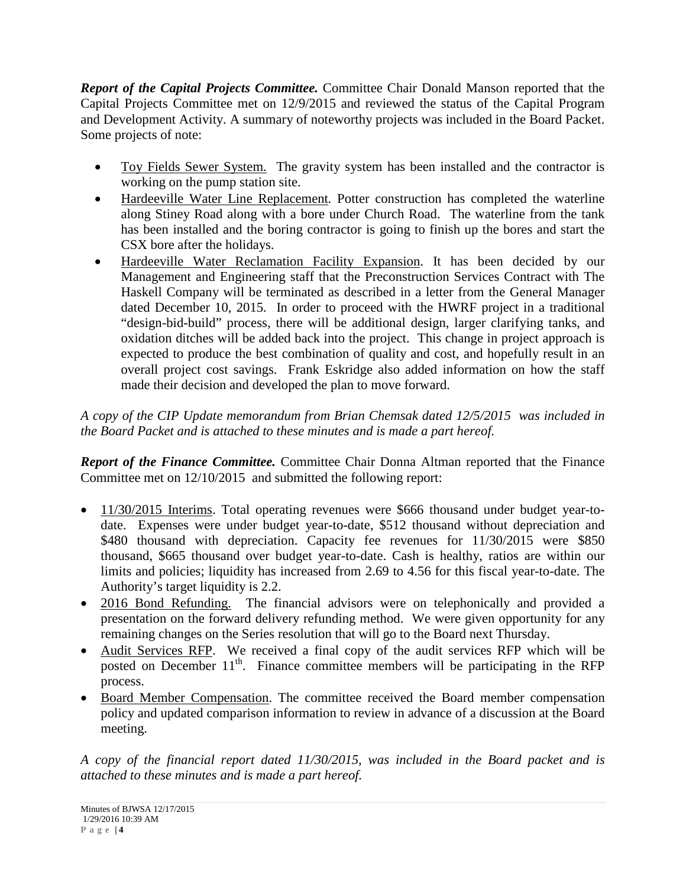***Report of the Capital Projects Committee.*** Committee Chair Donald Manson reported that the Capital Projects Committee met on 12/9/2015 and reviewed the status of the Capital Program and Development Activity. A summary of noteworthy projects was included in the Board Packet. Some projects of note:

- Toy Fields Sewer System. The gravity system has been installed and the contractor is working on the pump station site.
- Hardeeville Water Line Replacement. Potter construction has completed the waterline along Stiney Road along with a bore under Church Road. The waterline from the tank has been installed and the boring contractor is going to finish up the bores and start the CSX bore after the holidays.
- Hardeeville Water Reclamation Facility Expansion. It has been decided by our Management and Engineering staff that the Preconstruction Services Contract with The Haskell Company will be terminated as described in a letter from the General Manager dated December 10, 2015. In order to proceed with the HWRF project in a traditional "design-bid-build" process, there will be additional design, larger clarifying tanks, and oxidation ditches will be added back into the project. This change in project approach is expected to produce the best combination of quality and cost, and hopefully result in an overall project cost savings. Frank Eskridge also added information on how the staff made their decision and developed the plan to move forward.

*A copy of the CIP Update memorandum from Brian Chemsak dated 12/5/2015 was included in the Board Packet and is attached to these minutes and is made a part hereof.*

***Report of the Finance Committee.*** Committee Chair Donna Altman reported that the Finance Committee met on 12/10/2015 and submitted the following report:

- 11/30/2015 Interims. Total operating revenues were $666 thousand under budget year-to-date. Expenses were under budget year-to-date, $512 thousand without depreciation and $480 thousand with depreciation. Capacity fee revenues for 11/30/2015 were $850 thousand, $665 thousand over budget year-to-date. Cash is healthy, ratios are within our limits and policies; liquidity has increased from 2.69 to 4.56 for this fiscal year-to-date. The Authority's target liquidity is 2.2.
- 2016 Bond Refunding. The financial advisors were on telephonically and provided a presentation on the forward delivery refunding method. We were given opportunity for any remaining changes on the Series resolution that will go to the Board next Thursday.
- Audit Services RFP. We received a final copy of the audit services RFP which will be posted on December 11th. Finance committee members will be participating in the RFP process.
- Board Member Compensation. The committee received the Board member compensation policy and updated comparison information to review in advance of a discussion at the Board meeting.

*A copy of the financial report dated 11/30/2015, was included in the Board packet and is attached to these minutes and is made a part hereof.*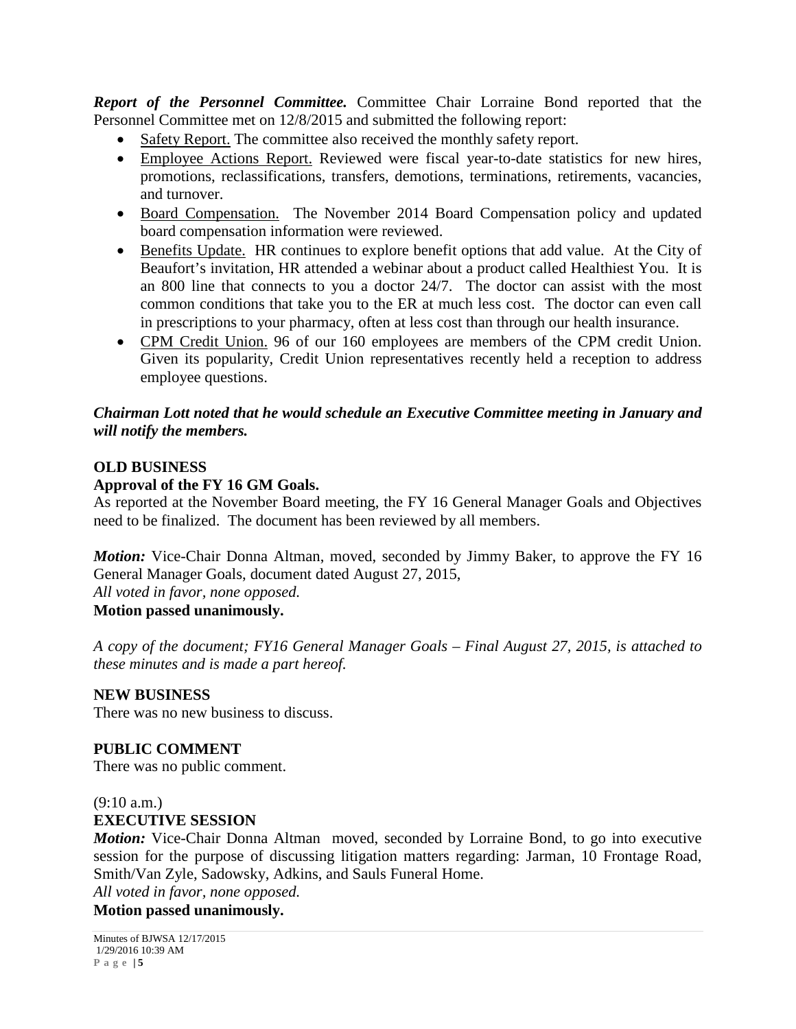***Report of the Personnel Committee.*** Committee Chair Lorraine Bond reported that the Personnel Committee met on 12/8/2015 and submitted the following report:

- Safety Report. The committee also received the monthly safety report.
- Employee Actions Report. Reviewed were fiscal year-to-date statistics for new hires, promotions, reclassifications, transfers, demotions, terminations, retirements, vacancies, and turnover.
- Board Compensation. The November 2014 Board Compensation policy and updated board compensation information were reviewed.
- Benefits Update. HR continues to explore benefit options that add value. At the City of Beaufort's invitation, HR attended a webinar about a product called Healthiest You. It is an 800 line that connects to you a doctor 24/7. The doctor can assist with the most common conditions that take you to the ER at much less cost. The doctor can even call in prescriptions to your pharmacy, often at less cost than through our health insurance.
- CPM Credit Union. 96 of our 160 employees are members of the CPM credit Union. Given its popularity, Credit Union representatives recently held a reception to address employee questions.

***Chairman Lott noted that he would schedule an Executive Committee meeting in January and will notify the members.***

**OLD BUSINESS**

**Approval of the FY 16 GM Goals.**

As reported at the November Board meeting, the FY 16 General Manager Goals and Objectives need to be finalized. The document has been reviewed by all members.

***Motion:*** Vice-Chair Donna Altman, moved, seconded by Jimmy Baker, to approve the FY 16 General Manager Goals, document dated August 27, 2015,

*All voted in favor, none opposed.*

**Motion passed unanimously.**

*A copy of the document; FY16 General Manager Goals – Final August 27, 2015, is attached to these minutes and is made a part hereof.*

**NEW BUSINESS**

There was no new business to discuss.

**PUBLIC COMMENT**

There was no public comment.

(9:10 a.m.)

**EXECUTIVE SESSION**

***Motion:*** Vice-Chair Donna Altman moved, seconded by Lorraine Bond, to go into executive session for the purpose of discussing litigation matters regarding: Jarman, 10 Frontage Road, Smith/Van Zyle, Sadowsky, Adkins, and Sauls Funeral Home.

*All voted in favor, none opposed.*

**Motion passed unanimously.**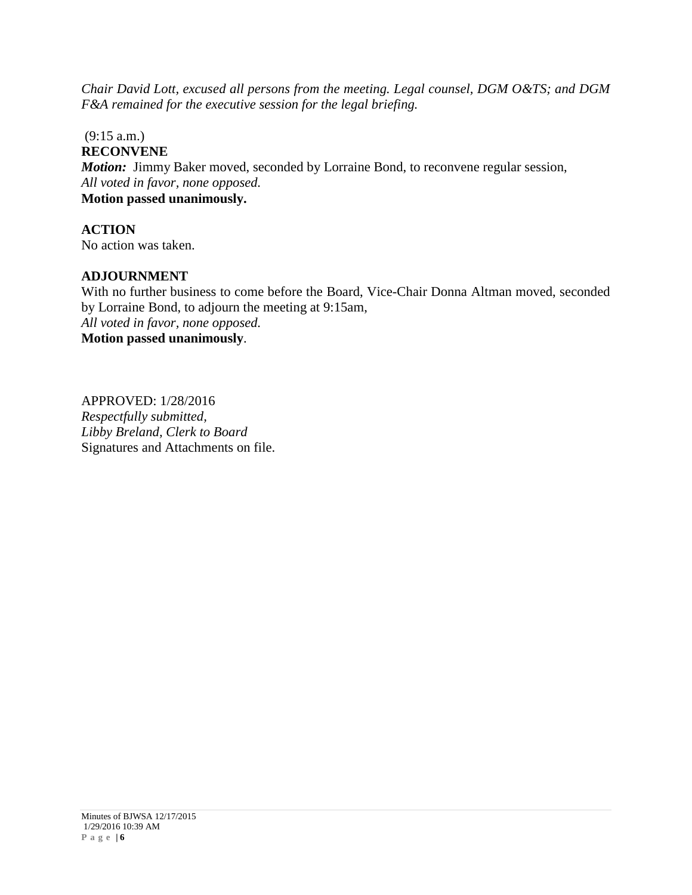*Chair David Lott, excused all persons from the meeting. Legal counsel, DGM O&TS; and DGM F&A remained for the executive session for the legal briefing.*

(9:15 a.m.)

**RECONVENE**

***Motion:*** Jimmy Baker moved, seconded by Lorraine Bond, to reconvene regular session,
*All voted in favor, none opposed.*
**Motion passed unanimously.**

**ACTION**

No action was taken.

**ADJOURNMENT**

With no further business to come before the Board, Vice-Chair Donna Altman moved, seconded by Lorraine Bond, to adjourn the meeting at 9:15am,
*All voted in favor, none opposed.*
**Motion passed unanimously**.

APPROVED: 1/28/2016
*Respectfully submitted,*
*Libby Breland, Clerk to Board*
Signatures and Attachments on file.